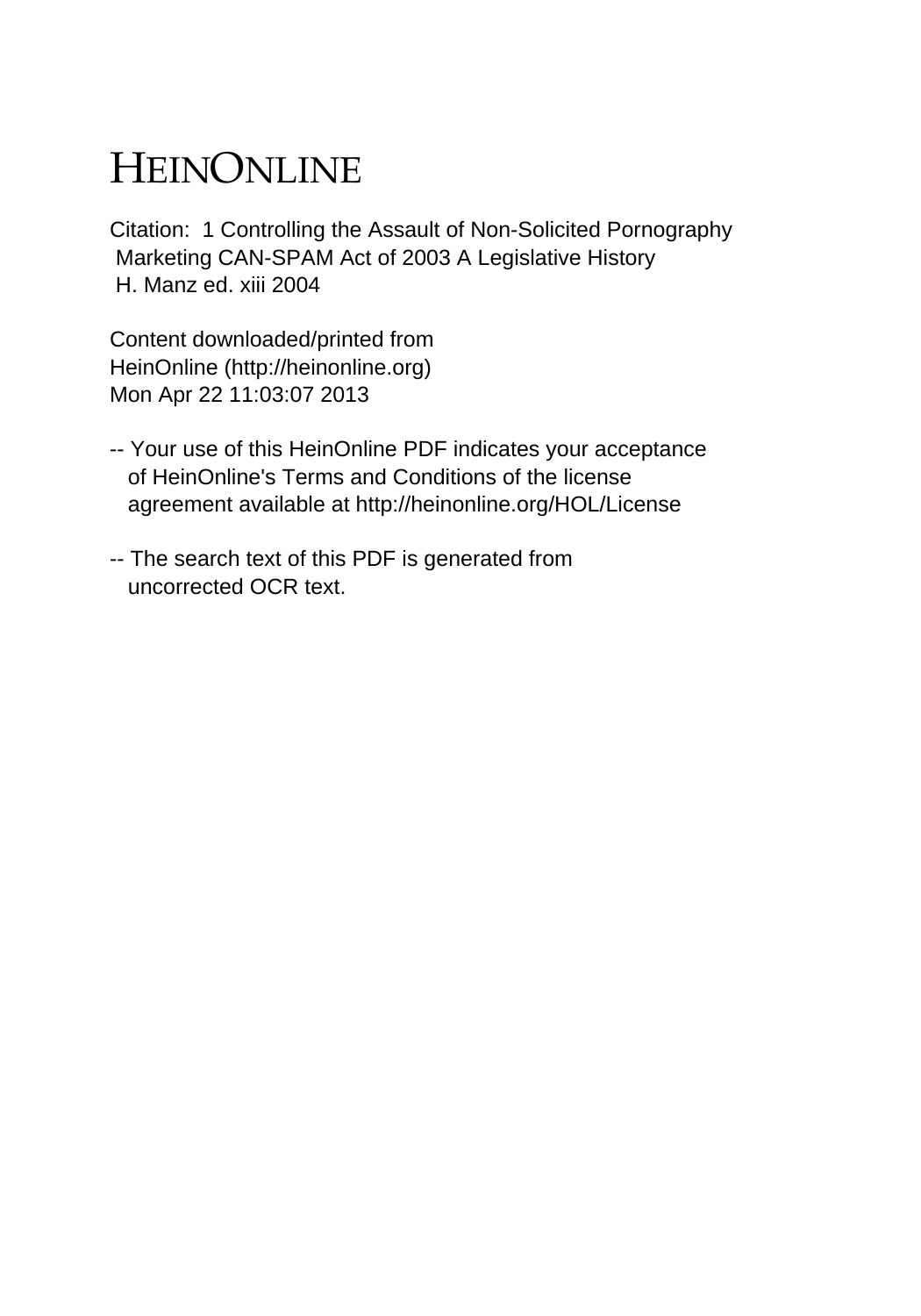# HEINONLINE

Citation: 1 Controlling the Assault of Non-Solicited Pornography Marketing CAN-SPAM Act of 2003 A Legislative History H. Manz ed. xiii 2004

Content downloaded/printed from
HeinOnline (http://heinonline.org)
Mon Apr 22 11:03:07 2013

-- Your use of this HeinOnline PDF indicates your acceptance of HeinOnline's Terms and Conditions of the license agreement available at http://heinonline.org/HOL/License

-- The search text of this PDF is generated from uncorrected OCR text.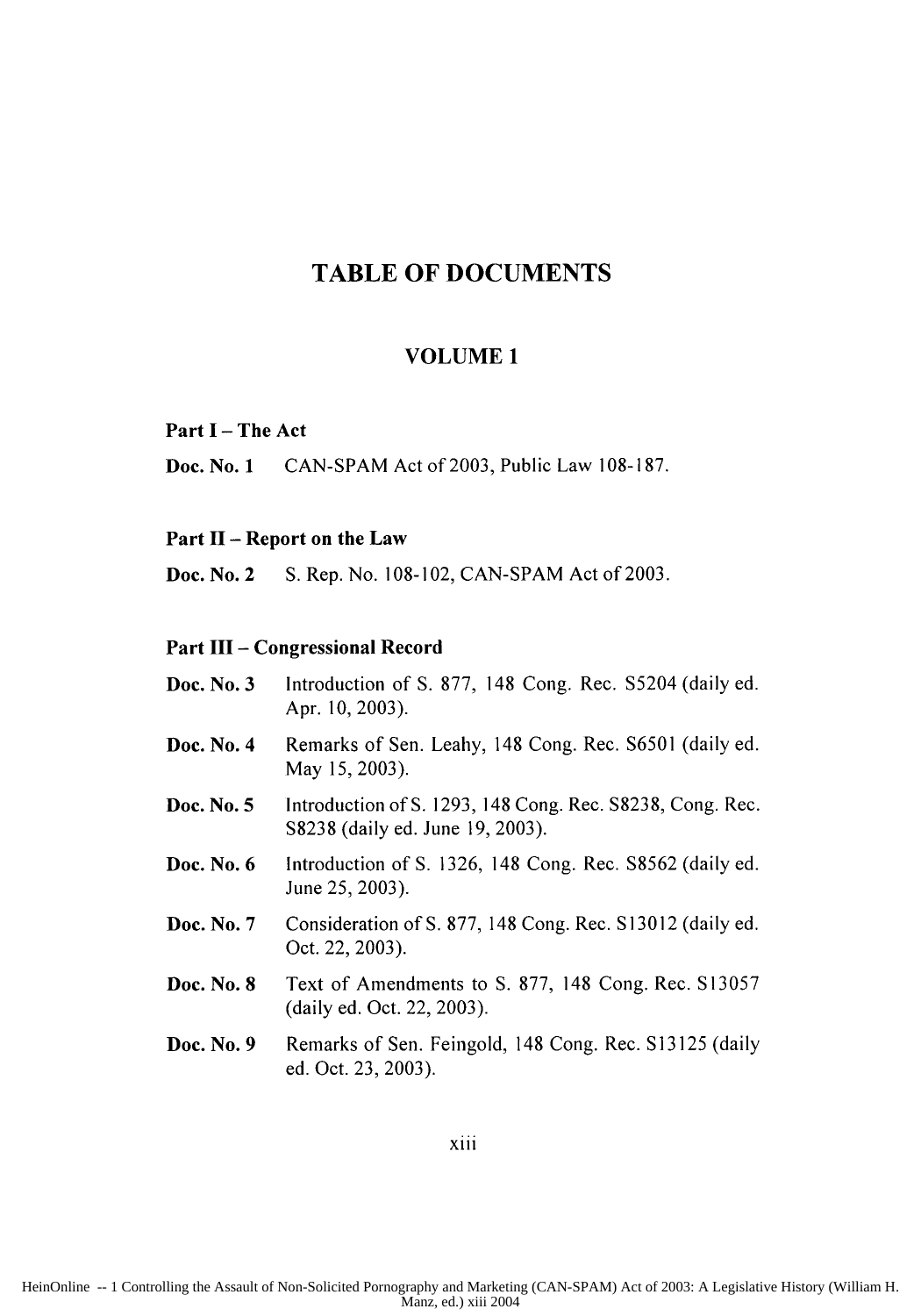# TABLE OF DOCUMENTS

## VOLUME 1

### Part I – The Act

**Doc. No. 1** CAN-SPAM Act of 2003, Public Law 108-187.

### Part II – Report on the Law

**Doc. No. 2** S. Rep. No. 108-102, CAN-SPAM Act of 2003.

### Part III – Congressional Record

**Doc. No. 3** Introduction of S. 877, 148 Cong. Rec. S5204 (daily ed. Apr. 10, 2003).

**Doc. No. 4** Remarks of Sen. Leahy, 148 Cong. Rec. S6501 (daily ed. May 15, 2003).

**Doc. No. 5** Introduction of S. 1293, 148 Cong. Rec. S8238, Cong. Rec. S8238 (daily ed. June 19, 2003).

**Doc. No. 6** Introduction of S. 1326, 148 Cong. Rec. S8562 (daily ed. June 25, 2003).

**Doc. No. 7** Consideration of S. 877, 148 Cong. Rec. S13012 (daily ed. Oct. 22, 2003).

**Doc. No. 8** Text of Amendments to S. 877, 148 Cong. Rec. S13057 (daily ed. Oct. 22, 2003).

**Doc. No. 9** Remarks of Sen. Feingold, 148 Cong. Rec. S13125 (daily ed. Oct. 23, 2003).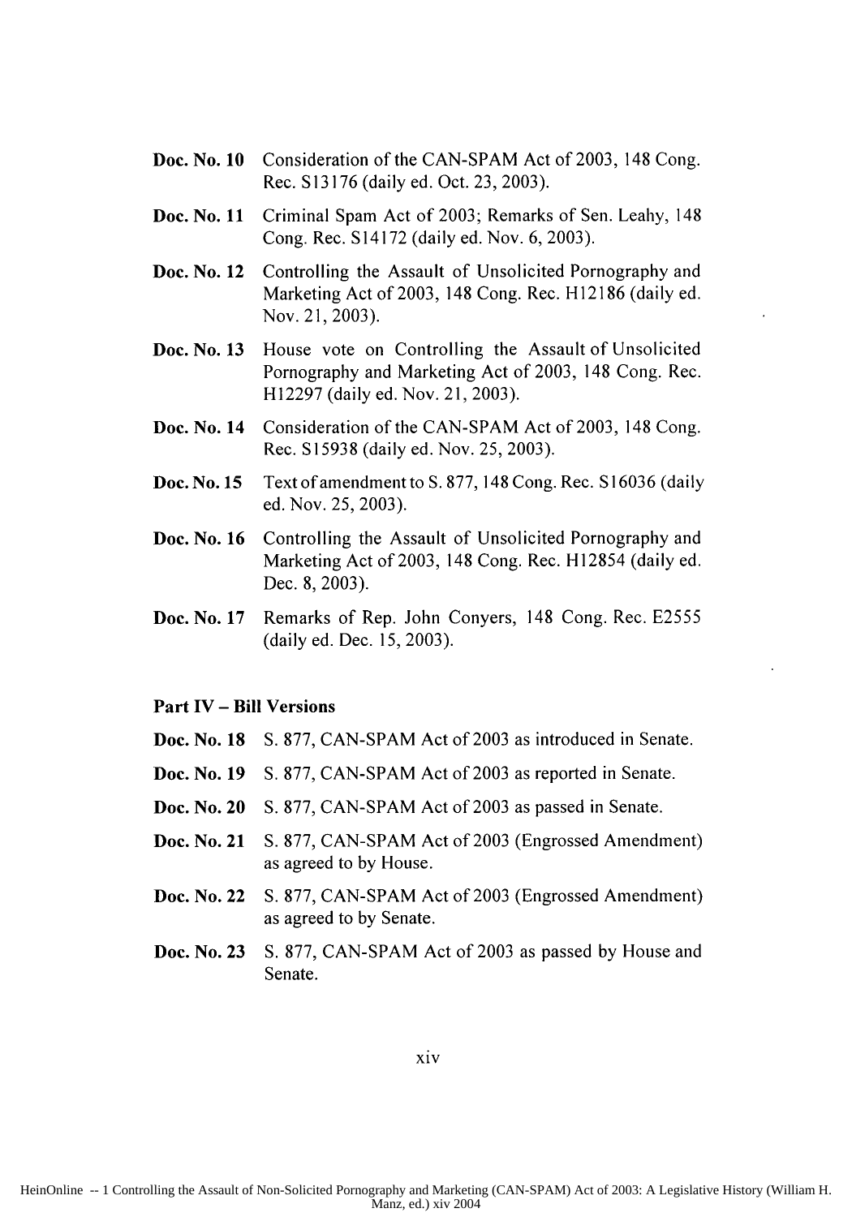**Doc. No. 10** Consideration of the CAN-SPAM Act of 2003, 148 Cong. Rec. S13176 (daily ed. Oct. 23, 2003).

**Doc. No. 11** Criminal Spam Act of 2003; Remarks of Sen. Leahy, 148 Cong. Rec. S14172 (daily ed. Nov. 6, 2003).

**Doc. No. 12** Controlling the Assault of Unsolicited Pornography and Marketing Act of 2003, 148 Cong. Rec. H12186 (daily ed. Nov. 21, 2003).

**Doc. No. 13** House vote on Controlling the Assault of Unsolicited Pornography and Marketing Act of 2003, 148 Cong. Rec. H12297 (daily ed. Nov. 21, 2003).

**Doc. No. 14** Consideration of the CAN-SPAM Act of 2003, 148 Cong. Rec. S15938 (daily ed. Nov. 25, 2003).

**Doc. No. 15** Text of amendment to S. 877, 148 Cong. Rec. S16036 (daily ed. Nov. 25, 2003).

**Doc. No. 16** Controlling the Assault of Unsolicited Pornography and Marketing Act of 2003, 148 Cong. Rec. H12854 (daily ed. Dec. 8, 2003).

**Doc. No. 17** Remarks of Rep. John Conyers, 148 Cong. Rec. E2555 (daily ed. Dec. 15, 2003).

**Part IV – Bill Versions**

**Doc. No. 18** S. 877, CAN-SPAM Act of 2003 as introduced in Senate.

**Doc. No. 19** S. 877, CAN-SPAM Act of 2003 as reported in Senate.

**Doc. No. 20** S. 877, CAN-SPAM Act of 2003 as passed in Senate.

**Doc. No. 21** S. 877, CAN-SPAM Act of 2003 (Engrossed Amendment) as agreed to by House.

**Doc. No. 22** S. 877, CAN-SPAM Act of 2003 (Engrossed Amendment) as agreed to by Senate.

**Doc. No. 23** S. 877, CAN-SPAM Act of 2003 as passed by House and Senate.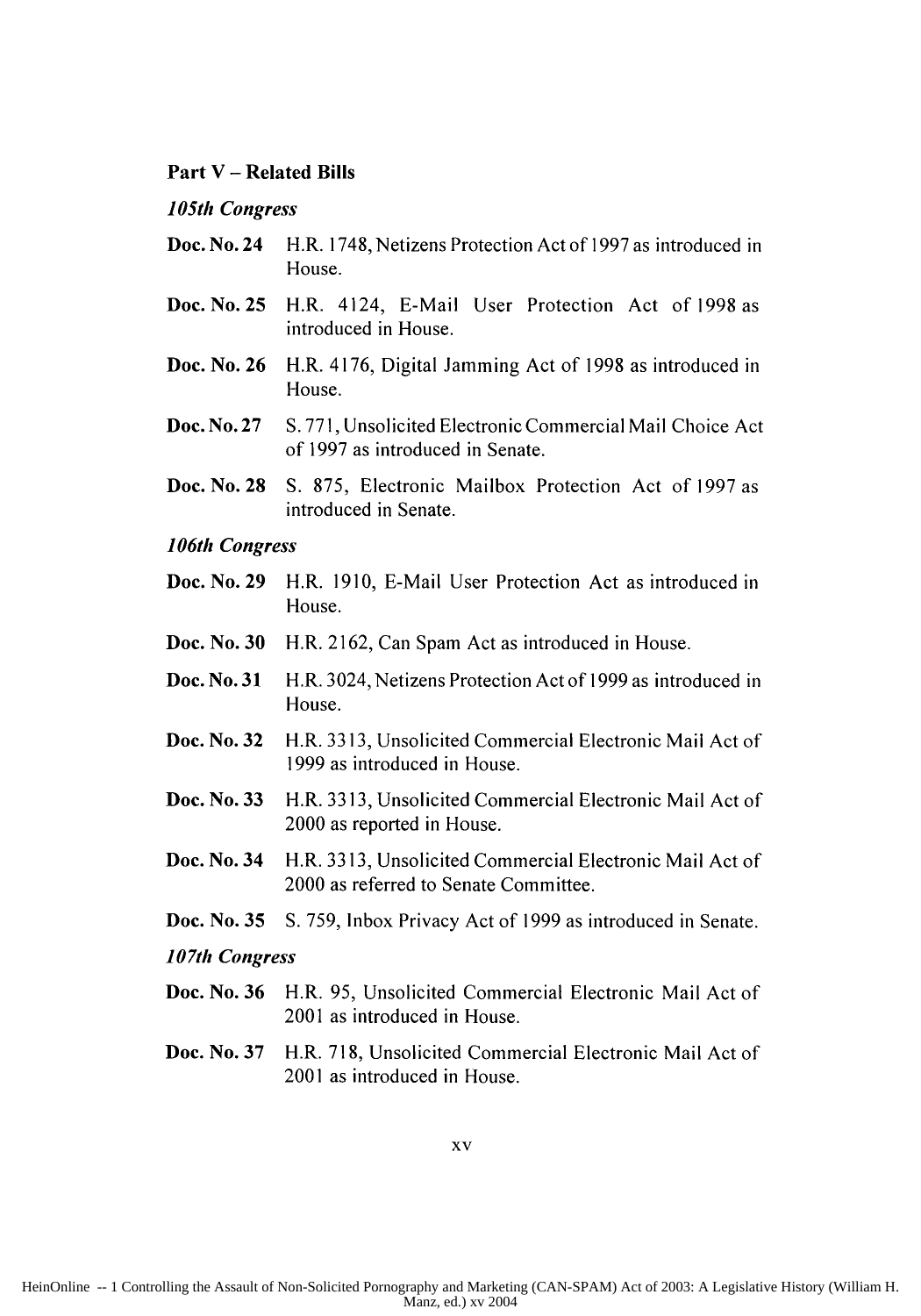### Part V – Related Bills

#### *105th Congress*

**Doc. No. 24** H.R. 1748, Netizens Protection Act of 1997 as introduced in House.

**Doc. No. 25** H.R. 4124, E-Mail User Protection Act of 1998 as introduced in House.

**Doc. No. 26** H.R. 4176, Digital Jamming Act of 1998 as introduced in House.

**Doc. No. 27** S. 771, Unsolicited Electronic Commercial Mail Choice Act of 1997 as introduced in Senate.

**Doc. No. 28** S. 875, Electronic Mailbox Protection Act of 1997 as introduced in Senate.

#### *106th Congress*

**Doc. No. 29** H.R. 1910, E-Mail User Protection Act as introduced in House.

**Doc. No. 30** H.R. 2162, Can Spam Act as introduced in House.

**Doc. No. 31** H.R. 3024, Netizens Protection Act of 1999 as introduced in House.

**Doc. No. 32** H.R. 3313, Unsolicited Commercial Electronic Mail Act of 1999 as introduced in House.

**Doc. No. 33** H.R. 3313, Unsolicited Commercial Electronic Mail Act of 2000 as reported in House.

**Doc. No. 34** H.R. 3313, Unsolicited Commercial Electronic Mail Act of 2000 as referred to Senate Committee.

**Doc. No. 35** S. 759, Inbox Privacy Act of 1999 as introduced in Senate.

#### *107th Congress*

**Doc. No. 36** H.R. 95, Unsolicited Commercial Electronic Mail Act of 2001 as introduced in House.

**Doc. No. 37** H.R. 718, Unsolicited Commercial Electronic Mail Act of 2001 as introduced in House.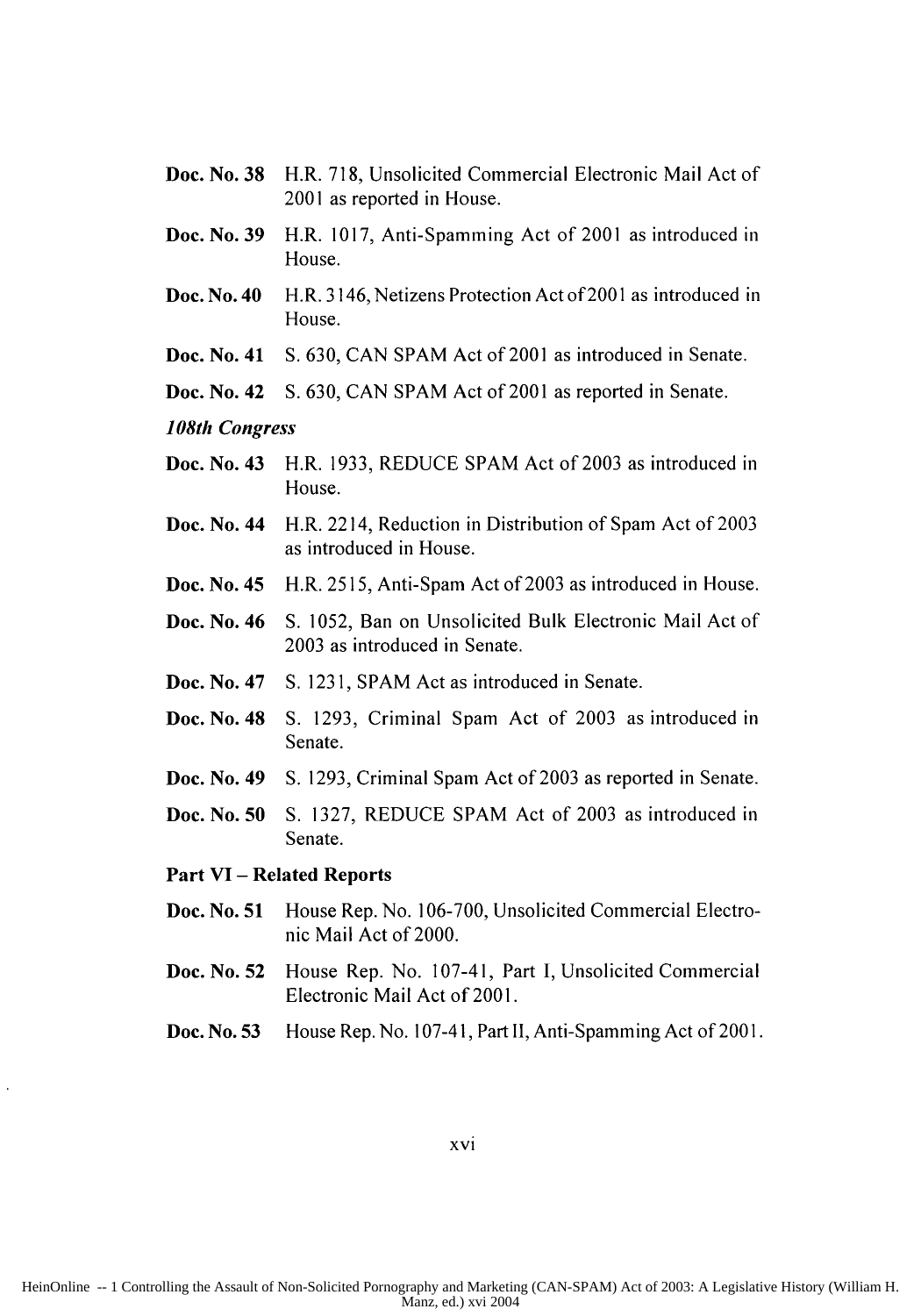**Doc. No. 38** H.R. 718, Unsolicited Commercial Electronic Mail Act of 2001 as reported in House.

**Doc. No. 39** H.R. 1017, Anti-Spamming Act of 2001 as introduced in House.

**Doc. No. 40** H.R. 3146, Netizens Protection Act of 2001 as introduced in House.

**Doc. No. 41** S. 630, CAN SPAM Act of 2001 as introduced in Senate.

**Doc. No. 42** S. 630, CAN SPAM Act of 2001 as reported in Senate.

***108th Congress***

**Doc. No. 43** H.R. 1933, REDUCE SPAM Act of 2003 as introduced in House.

**Doc. No. 44** H.R. 2214, Reduction in Distribution of Spam Act of 2003 as introduced in House.

**Doc. No. 45** H.R. 2515, Anti-Spam Act of 2003 as introduced in House.

**Doc. No. 46** S. 1052, Ban on Unsolicited Bulk Electronic Mail Act of 2003 as introduced in Senate.

**Doc. No. 47** S. 1231, SPAM Act as introduced in Senate.

**Doc. No. 48** S. 1293, Criminal Spam Act of 2003 as introduced in Senate.

**Doc. No. 49** S. 1293, Criminal Spam Act of 2003 as reported in Senate.

**Doc. No. 50** S. 1327, REDUCE SPAM Act of 2003 as introduced in Senate.

**Part VI – Related Reports**

**Doc. No. 51** House Rep. No. 106-700, Unsolicited Commercial Electronic Mail Act of 2000.

**Doc. No. 52** House Rep. No. 107-41, Part I, Unsolicited Commercial Electronic Mail Act of 2001.

**Doc. No. 53** House Rep. No. 107-41, Part II, Anti-Spamming Act of 2001.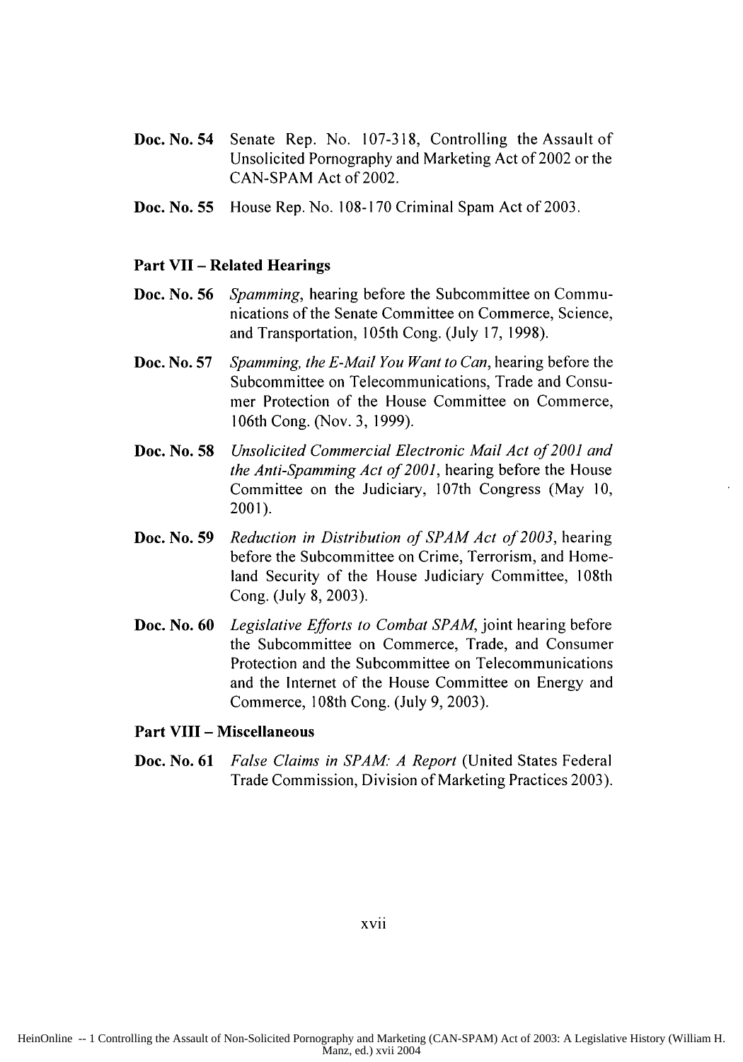**Doc. No. 54** Senate Rep. No. 107-318, Controlling the Assault of Unsolicited Pornography and Marketing Act of 2002 or the CAN-SPAM Act of 2002.

**Doc. No. 55** House Rep. No. 108-170 Criminal Spam Act of 2003.

### Part VII – Related Hearings

**Doc. No. 56** *Spamming*, hearing before the Subcommittee on Communications of the Senate Committee on Commerce, Science, and Transportation, 105th Cong. (July 17, 1998).

**Doc. No. 57** *Spamming, the E-Mail You Want to Can*, hearing before the Subcommittee on Telecommunications, Trade and Consumer Protection of the House Committee on Commerce, 106th Cong. (Nov. 3, 1999).

**Doc. No. 58** *Unsolicited Commercial Electronic Mail Act of 2001 and the Anti-Spamming Act of 2001*, hearing before the House Committee on the Judiciary, 107th Congress (May 10, 2001).

**Doc. No. 59** *Reduction in Distribution of SPAM Act of 2003*, hearing before the Subcommittee on Crime, Terrorism, and Homeland Security of the House Judiciary Committee, 108th Cong. (July 8, 2003).

**Doc. No. 60** *Legislative Efforts to Combat SPAM*, joint hearing before the Subcommittee on Commerce, Trade, and Consumer Protection and the Subcommittee on Telecommunications and the Internet of the House Committee on Energy and Commerce, 108th Cong. (July 9, 2003).

### Part VIII – Miscellaneous

**Doc. No. 61** *False Claims in SPAM: A Report* (United States Federal Trade Commission, Division of Marketing Practices 2003).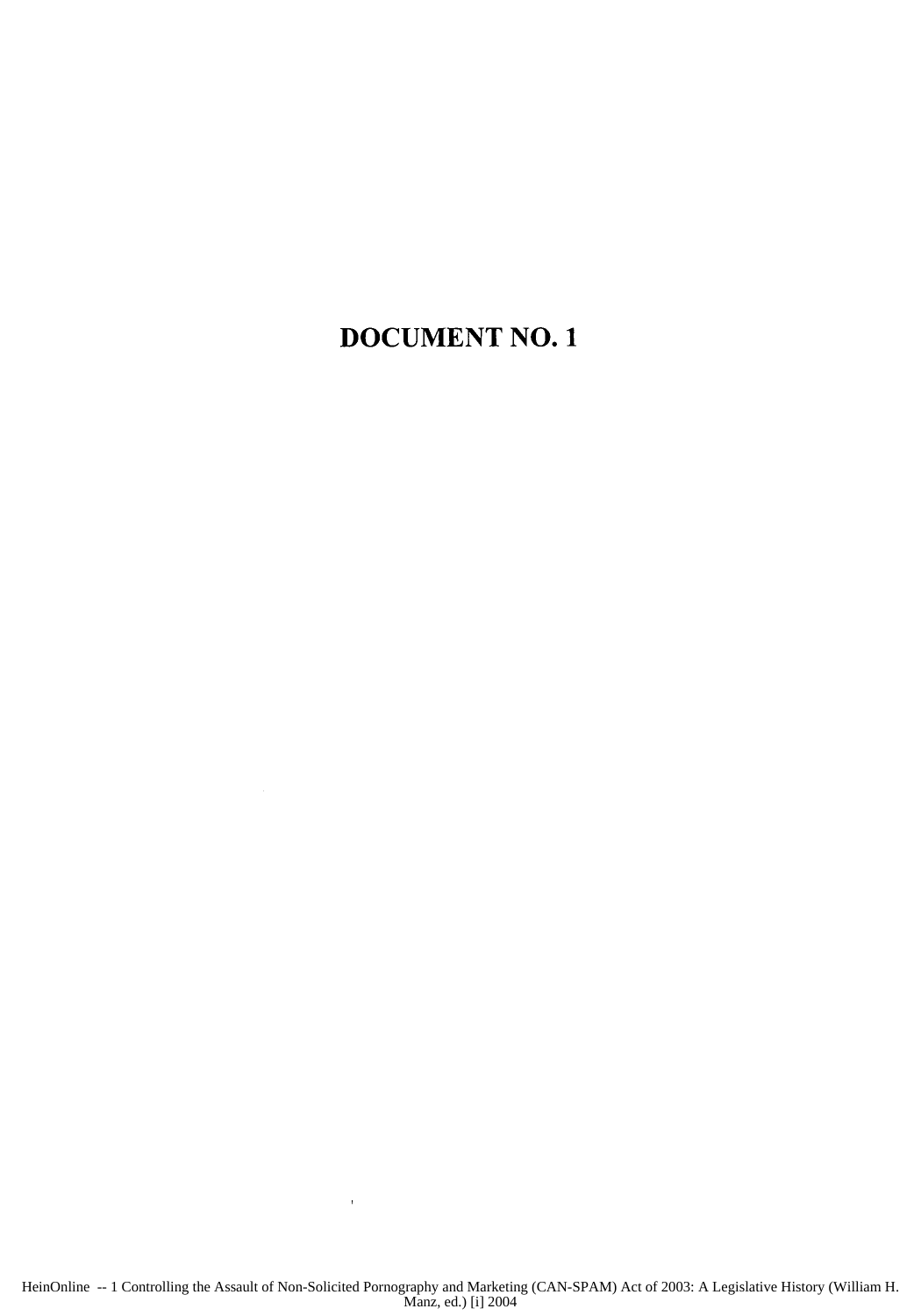# DOCUMENT NO. 1